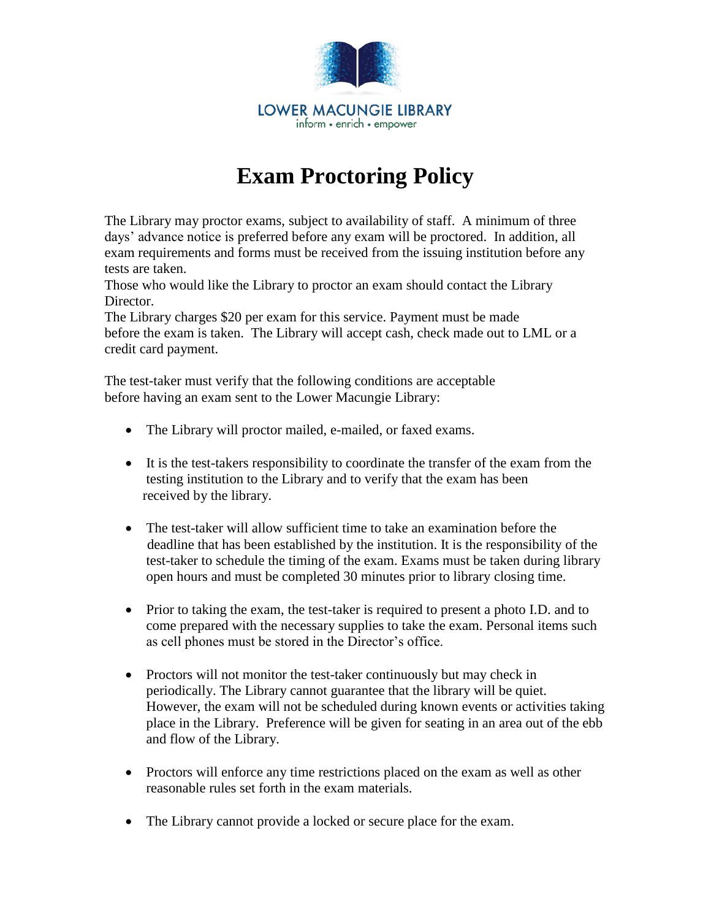LOWER MACUNGIE LIBRARY
inform • enrich • empower

# Exam Proctoring Policy

The Library may proctor exams, subject to availability of staff. A minimum of three days' advance notice is preferred before any exam will be proctored. In addition, all exam requirements and forms must be received from the issuing institution before any tests are taken.

Those who would like the Library to proctor an exam should contact the Library Director.

The Library charges $20 per exam for this service. Payment must be made before the exam is taken. The Library will accept cash, check made out to LML or a credit card payment.

The test-taker must verify that the following conditions are acceptable before having an exam sent to the Lower Macungie Library:

- The Library will proctor mailed, e-mailed, or faxed exams.
- It is the test-takers responsibility to coordinate the transfer of the exam from the testing institution to the Library and to verify that the exam has been received by the library.
- The test-taker will allow sufficient time to take an examination before the deadline that has been established by the institution. It is the responsibility of the test-taker to schedule the timing of the exam. Exams must be taken during library open hours and must be completed 30 minutes prior to library closing time.
- Prior to taking the exam, the test-taker is required to present a photo I.D. and to come prepared with the necessary supplies to take the exam. Personal items such as cell phones must be stored in the Director's office.
- Proctors will not monitor the test-taker continuously but may check in periodically. The Library cannot guarantee that the library will be quiet. However, the exam will not be scheduled during known events or activities taking place in the Library. Preference will be given for seating in an area out of the ebb and flow of the Library.
- Proctors will enforce any time restrictions placed on the exam as well as other reasonable rules set forth in the exam materials.
- The Library cannot provide a locked or secure place for the exam.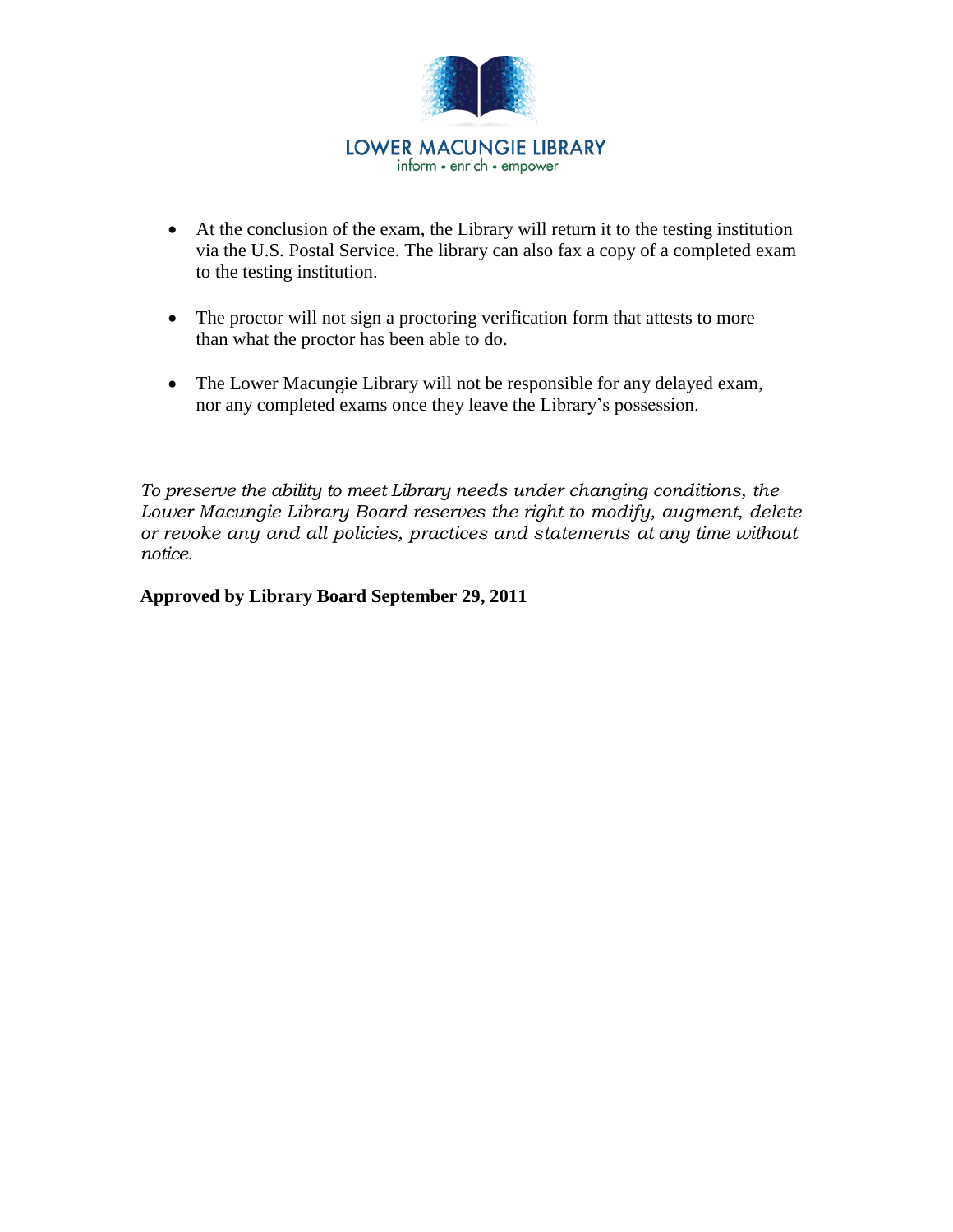- At the conclusion of the exam, the Library will return it to the testing institution via the U.S. Postal Service. The library can also fax a copy of a completed exam to the testing institution.

- The proctor will not sign a proctoring verification form that attests to more than what the proctor has been able to do.

- The Lower Macungie Library will not be responsible for any delayed exam, nor any completed exams once they leave the Library's possession.

*To preserve the ability to meet Library needs under changing conditions, the Lower Macungie Library Board reserves the right to modify, augment, delete or revoke any and all policies, practices and statements at any time without notice.*

**Approved by Library Board September 29, 2011**